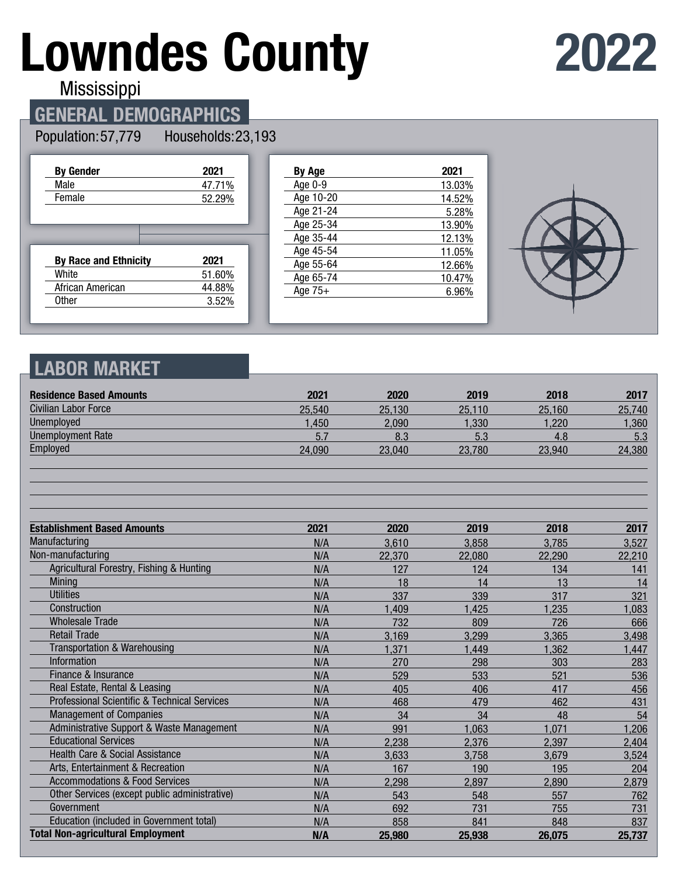# Lowndes County 2022

Mississippi

## GENERAL DEMOGRAPHICS

Population: 57,779    Households: 23,193

| By Gender | 2021 |
|---|---|
| Male | 47.71% |
| Female | 52.29% |

| By Race and Ethnicity | 2021 |
|---|---|
| White | 51.60% |
| African American | 44.88% |
| Other | 3.52% |

| By Age | 2021 |
|---|---|
| Age 0-9 | 13.03% |
| Age 10-20 | 14.52% |
| Age 21-24 | 5.28% |
| Age 25-34 | 13.90% |
| Age 35-44 | 12.13% |
| Age 45-54 | 11.05% |
| Age 55-64 | 12.66% |
| Age 65-74 | 10.47% |
| Age 75+ | 6.96% |

## LABOR MARKET

| Residence Based Amounts | 2021 | 2020 | 2019 | 2018 | 2017 |
|---|---|---|---|---|---|
| Civilian Labor Force | 25,540 | 25,130 | 25,110 | 25,160 | 25,740 |
| Unemployed | 1,450 | 2,090 | 1,330 | 1,220 | 1,360 |
| Unemployment Rate | 5.7 | 8.3 | 5.3 | 4.8 | 5.3 |
| Employed | 24,090 | 23,040 | 23,780 | 23,940 | 24,380 |

| Establishment Based Amounts | 2021 | 2020 | 2019 | 2018 | 2017 |
|---|---|---|---|---|---|
| Manufacturing | N/A | 3,610 | 3,858 | 3,785 | 3,527 |
| Non-manufacturing | N/A | 22,370 | 22,080 | 22,290 | 22,210 |
| Agricultural Forestry, Fishing & Hunting | N/A | 127 | 124 | 134 | 141 |
| Mining | N/A | 18 | 14 | 13 | 14 |
| Utilities | N/A | 337 | 339 | 317 | 321 |
| Construction | N/A | 1,409 | 1,425 | 1,235 | 1,083 |
| Wholesale Trade | N/A | 732 | 809 | 726 | 666 |
| Retail Trade | N/A | 3,169 | 3,299 | 3,365 | 3,498 |
| Transportation & Warehousing | N/A | 1,371 | 1,449 | 1,362 | 1,447 |
| Information | N/A | 270 | 298 | 303 | 283 |
| Finance & Insurance | N/A | 529 | 533 | 521 | 536 |
| Real Estate, Rental & Leasing | N/A | 405 | 406 | 417 | 456 |
| Professional Scientific & Technical Services | N/A | 468 | 479 | 462 | 431 |
| Management of Companies | N/A | 34 | 34 | 48 | 54 |
| Administrative Support & Waste Management | N/A | 991 | 1,063 | 1,071 | 1,206 |
| Educational Services | N/A | 2,238 | 2,376 | 2,397 | 2,404 |
| Health Care & Social Assistance | N/A | 3,633 | 3,758 | 3,679 | 3,524 |
| Arts, Entertainment & Recreation | N/A | 167 | 190 | 195 | 204 |
| Accommodations & Food Services | N/A | 2,298 | 2,897 | 2,890 | 2,879 |
| Other Services (except public administrative) | N/A | 543 | 548 | 557 | 762 |
| Government | N/A | 692 | 731 | 755 | 731 |
| Education (included in Government total) | N/A | 858 | 841 | 848 | 837 |
| **Total Non-agricultural Employment** | **N/A** | **25,980** | **25,938** | **26,075** | **25,737** |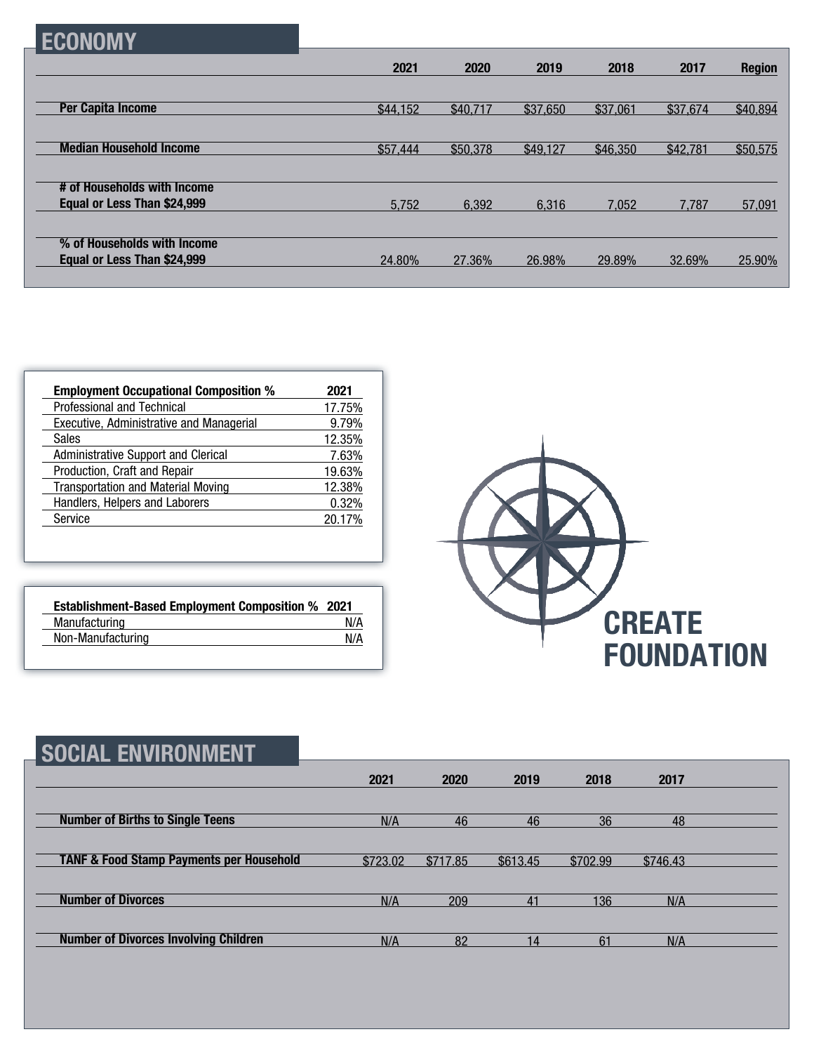## ECONOMY

| | 2021 | 2020 | 2019 | 2018 | 2017 | Region |
|---|---|---|---|---|---|---|
| **Per Capita Income** | $44,152 | $40,717 | $37,650 | $37,061 | $37,674 | $40,894 |
| **Median Household Income** | $57,444 | $50,378 | $49,127 | $46,350 | $42,781 | $50,575 |
| **# of Households with Income Equal or Less Than $24,999** | 5,752 | 6,392 | 6,316 | 7,052 | 7,787 | 57,091 |
| **% of Households with Income Equal or Less Than $24,999** | 24.80% | 27.36% | 26.98% | 29.89% | 32.69% | 25.90% |

| **Employment Occupational Composition %** | **2021** |
|---|---|
| Professional and Technical | 17.75% |
| Executive, Administrative and Managerial | 9.79% |
| Sales | 12.35% |
| Administrative Support and Clerical | 7.63% |
| Production, Craft and Repair | 19.63% |
| Transportation and Material Moving | 12.38% |
| Handlers, Helpers and Laborers | 0.32% |
| Service | 20.17% |

| **Establishment-Based Employment Composition %** | **2021** |
|---|---|
| Manufacturing | N/A |
| Non-Manufacturing | N/A |

CREATE FOUNDATION

## SOCIAL ENVIRONMENT

| | 2021 | 2020 | 2019 | 2018 | 2017 |
|---|---|---|---|---|---|
| **Number of Births to Single Teens** | N/A | 46 | 46 | 36 | 48 |
| **TANF & Food Stamp Payments per Household** | $723.02 | $717.85 | $613.45 | $702.99 | $746.43 |
| **Number of Divorces** | N/A | 209 | 41 | 136 | N/A |
| **Number of Divorces Involving Children** | N/A | 82 | 14 | 61 | N/A |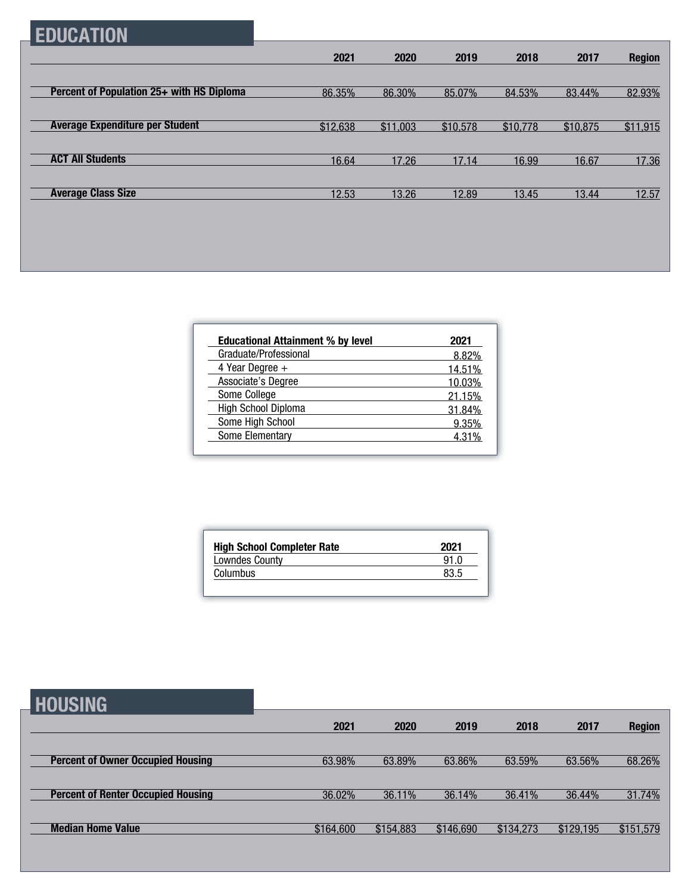## EDUCATION

| | 2021 | 2020 | 2019 | 2018 | 2017 | Region |
|---|---|---|---|---|---|---|
| **Percent of Population 25+ with HS Diploma** | 86.35% | 86.30% | 85.07% | 84.53% | 83.44% | 82.93% |
| **Average Expenditure per Student** | $12,638 | $11,003 | $10,578 | $10,778 | $10,875 | $11,915 |
| **ACT All Students** | 16.64 | 17.26 | 17.14 | 16.99 | 16.67 | 17.36 |
| **Average Class Size** | 12.53 | 13.26 | 12.89 | 13.45 | 13.44 | 12.57 |

| Educational Attainment % by level | 2021 |
|---|---|
| Graduate/Professional | 8.82% |
| 4 Year Degree + | 14.51% |
| Associate's Degree | 10.03% |
| Some College | 21.15% |
| High School Diploma | 31.84% |
| Some High School | 9.35% |
| Some Elementary | 4.31% |

| High School Completer Rate | 2021 |
|---|---|
| Lowndes County | 91.0 |
| Columbus | 83.5 |

## HOUSING

| | 2021 | 2020 | 2019 | 2018 | 2017 | Region |
|---|---|---|---|---|---|---|
| **Percent of Owner Occupied Housing** | 63.98% | 63.89% | 63.86% | 63.59% | 63.56% | 68.26% |
| **Percent of Renter Occupied Housing** | 36.02% | 36.11% | 36.14% | 36.41% | 36.44% | 31.74% |
| **Median Home Value** | $164,600 | $154,883 | $146,690 | $134,273 | $129,195 | $151,579 |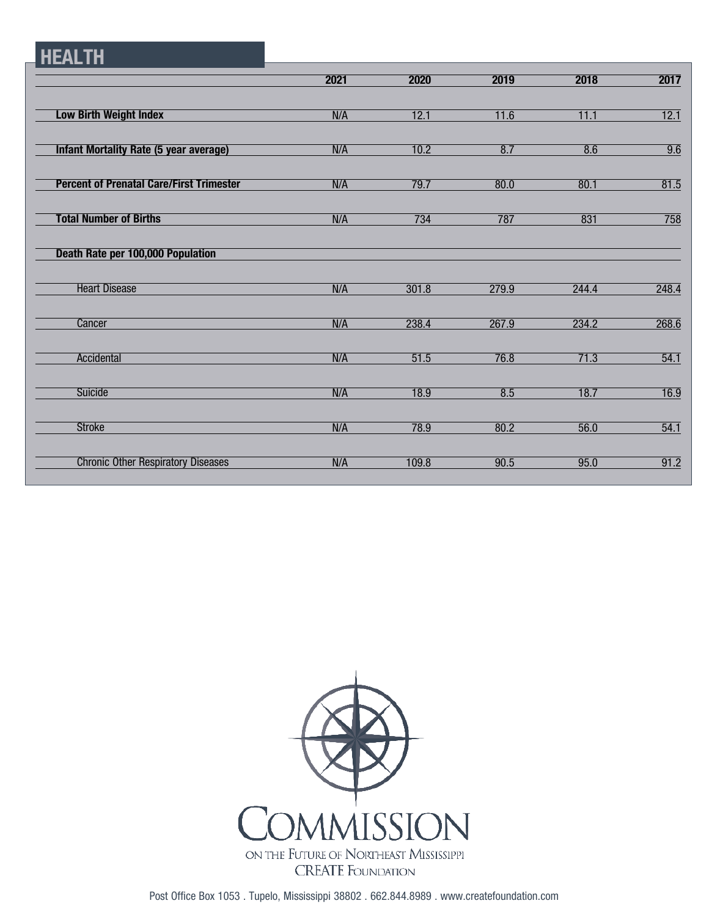## HEALTH

| | 2021 | 2020 | 2019 | 2018 | 2017 |
|---|---|---|---|---|---|
| **Low Birth Weight Index** | N/A | 12.1 | 11.6 | 11.1 | 12.1 |
| **Infant Mortality Rate (5 year average)** | N/A | 10.2 | 8.7 | 8.6 | 9.6 |
| **Percent of Prenatal Care/First Trimester** | N/A | 79.7 | 80.0 | 80.1 | 81.5 |
| **Total Number of Births** | N/A | 734 | 787 | 831 | 758 |
| **Death Rate per 100,000 Population** | | | | | |
| Heart Disease | N/A | 301.8 | 279.9 | 244.4 | 248.4 |
| Cancer | N/A | 238.4 | 267.9 | 234.2 | 268.6 |
| Accidental | N/A | 51.5 | 76.8 | 71.3 | 54.1 |
| Suicide | N/A | 18.9 | 8.5 | 18.7 | 16.9 |
| Stroke | N/A | 78.9 | 80.2 | 56.0 | 54.1 |
| Chronic Other Respiratory Diseases | N/A | 109.8 | 90.5 | 95.0 | 91.2 |

COMMISSION

ON THE FUTURE OF NORTHEAST MISSISSIPPI

CREATE FOUNDATION

Post Office Box 1053 . Tupelo, Mississippi 38802 . 662.844.8989 . www.createfoundation.com